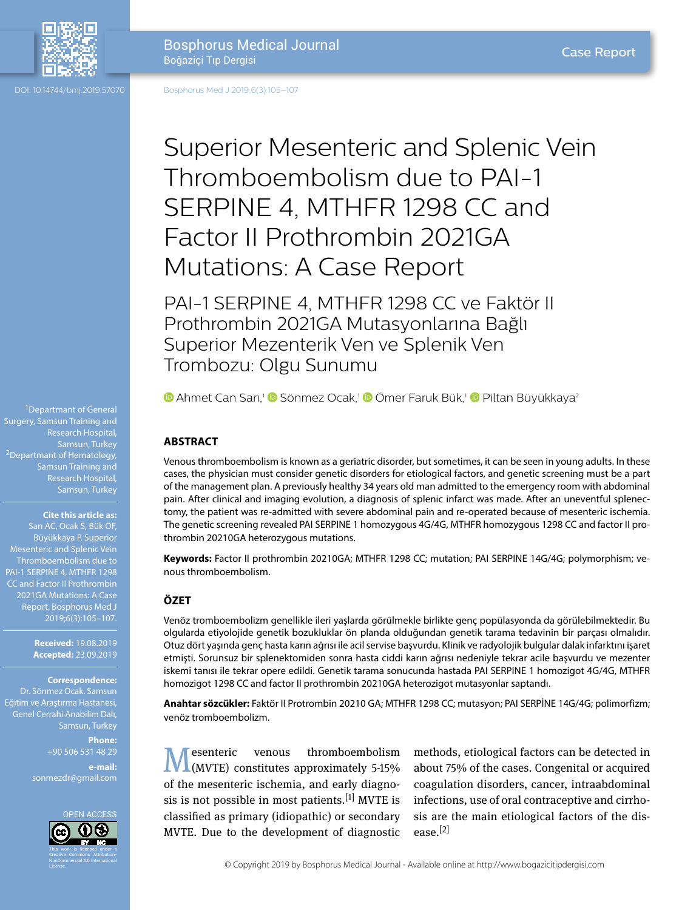# Superior Mesenteric and Splenic Vein Thromboembolism due to PAI-1 SERPINE 4, MTHFR 1298 CC and Factor II Prothrombin 2021GA Mutations: A Case Report

## PAI-1 SERPINE 4, MTHFR 1298 CC ve Faktör II Prothrombin 2021GA Mutasyonlarına Bağlı Superior Mezenterik Ven ve Splenik Ven Trombozu: Olgu Sunumu

Ahmet Can Sarı,[1] Sönmez Ocak,[1] Ömer Faruk Bük,[1] Piltan Büyükkaya[2]

[1]Departmant of General Surgery, Samsun Training and Research Hospital, Samsun, Turkey
[2]Departmant of Hematology, Samsun Training and Research Hospital, Samsun, Turkey

**Cite this article as:** Sarı AC, Ocak S, Bük ÖF, Büyükkaya P. Superior Mesenteric and Splenic Vein Thromboembolism due to PAI-1 SERPINE 4, MTHFR 1298 CC and Factor II Prothrombin 2021GA Mutations: A Case Report. Bosphorus Med J 2019;6(3):105–107.

**Received:** 19.08.2019
**Accepted:** 23.09.2019

**Correspondence:** Dr. Sönmez Ocak. Samsun Eğitim ve Araştırma Hastanesi, Genel Cerrahi Anabilim Dalı, Samsun, Turkey
**Phone:** +90 506 531 48 29
**e-mail:** sonmezdr@gmail.com

OPEN ACCESS

This work is licensed under a Creative Commons Attribution-NonCommercial 4.0 International License.

### ABSTRACT

Venous thromboembolism is known as a geriatric disorder, but sometimes, it can be seen in young adults. In these cases, the physician must consider genetic disorders for etiological factors, and genetic screening must be a part of the management plan. A previously healthy 34 years old man admitted to the emergency room with abdominal pain. After clinical and imaging evolution, a diagnosis of splenic infarct was made. After an uneventful splenectomy, the patient was re-admitted with severe abdominal pain and re-operated because of mesenteric ischemia. The genetic screening revealed PAI SERPINE 1 homozygous 4G/4G, MTHFR homozygous 1298 CC and factor II prothrombin 20210GA heterozygous mutations.

**Keywords:** Factor II prothrombin 20210GA; MTHFR 1298 CC; mutation; PAI SERPINE 14G/4G; polymorphism; venous thromboembolism.

### ÖZET

Venöz tromboembolizm genellikle ileri yaşlarda görülmekle birlikte genç popülasyonda da görülebilmektedir. Bu olgularda etiyolojide genetik bozukluklar ön planda olduğundan genetik tarama tedavinin bir parçası olmalıdır. Otuz dört yaşında genç hasta karın ağrısı ile acil servise başvurdu. Klinik ve radyolojik bulgular dalak infarktını işaret etmişti. Sorunsuz bir splenektomiden sonra hasta ciddi karın ağrısı nedeniyle tekrar acile başvurdu ve mezenter iskemi tanısı ile tekrar opere edildi. Genetik tarama sonucunda hastada PAI SERPINE 1 homozigot 4G/4G, MTHFR homozigot 1298 CC and factor II prothrombin 20210GA heterozigot mutasyonlar saptandı.

**Anahtar sözcükler:** Faktör II Protrombin 20210 GA; MTHFR 1298 CC; mutasyon; PAI SERPİNE 14G/4G; polimorfizm; venöz tromboembolizm.

Mesenteric venous thromboembolism (MVTE) constitutes approximately 5-15% of the mesenteric ischemia, and early diagnosis is not possible in most patients.[1] MVTE is classified as primary (idiopathic) or secondary MVTE. Due to the development of diagnostic methods, etiological factors can be detected in about 75% of the cases. Congenital or acquired coagulation disorders, cancer, intraabdominal infections, use of oral contraceptive and cirrhosis are the main etiological factors of the disease.[2]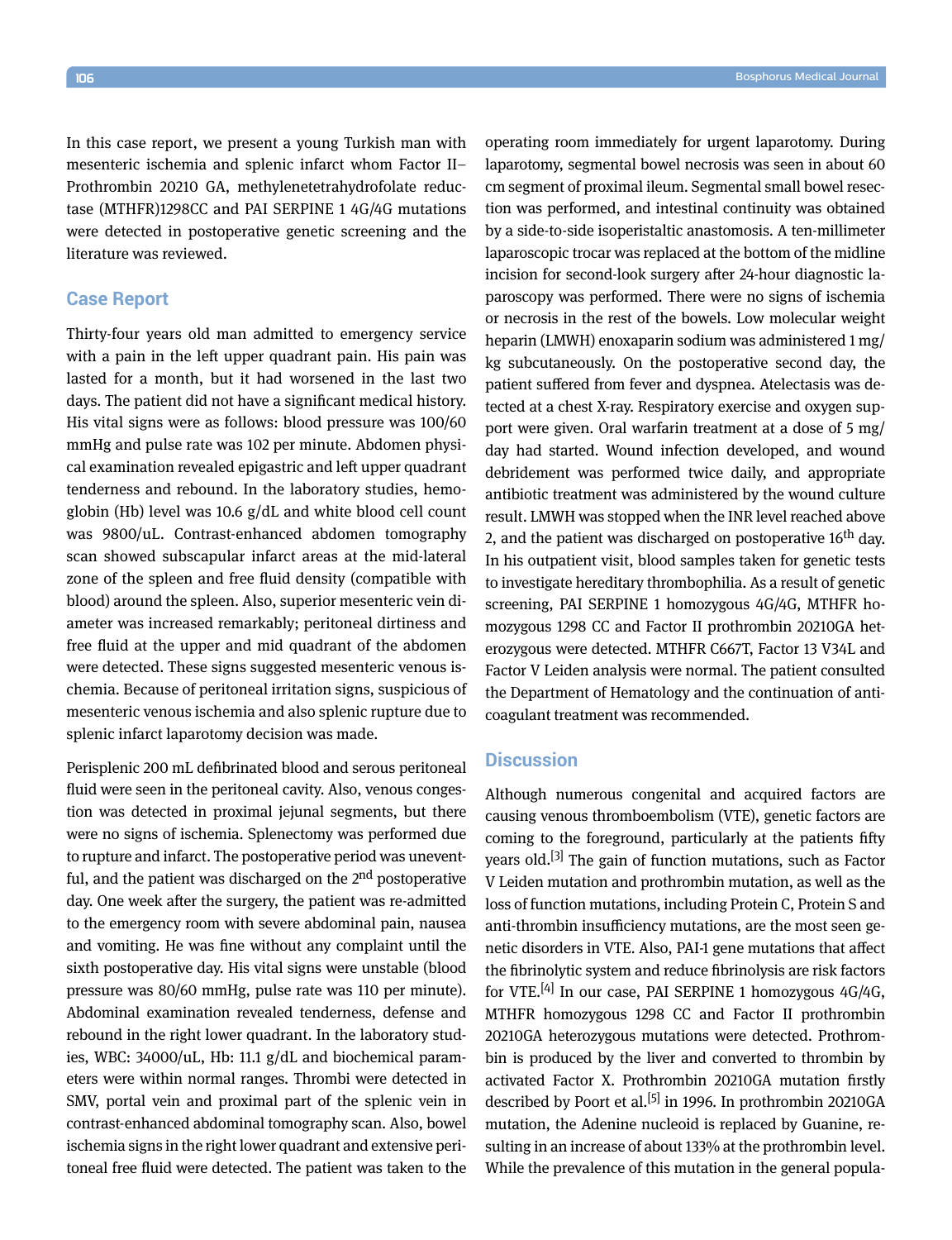In this case report, we present a young Turkish man with mesenteric ischemia and splenic infarct whom Factor II–Prothrombin 20210 GA, methylenetetrahydrofolate reductase (MTHFR)1298CC and PAI SERPINE 1 4G/4G mutations were detected in postoperative genetic screening and the literature was reviewed.

## Case Report

Thirty-four years old man admitted to emergency service with a pain in the left upper quadrant pain. His pain was lasted for a month, but it had worsened in the last two days. The patient did not have a significant medical history. His vital signs were as follows: blood pressure was 100/60 mmHg and pulse rate was 102 per minute. Abdomen physical examination revealed epigastric and left upper quadrant tenderness and rebound. In the laboratory studies, hemoglobin (Hb) level was 10.6 g/dL and white blood cell count was 9800/uL. Contrast-enhanced abdomen tomography scan showed subscapular infarct areas at the mid-lateral zone of the spleen and free fluid density (compatible with blood) around the spleen. Also, superior mesenteric vein diameter was increased remarkably; peritoneal dirtiness and free fluid at the upper and mid quadrant of the abdomen were detected. These signs suggested mesenteric venous ischemia. Because of peritoneal irritation signs, suspicious of mesenteric venous ischemia and also splenic rupture due to splenic infarct laparotomy decision was made.

Perisplenic 200 mL defibrinated blood and serous peritoneal fluid were seen in the peritoneal cavity. Also, venous congestion was detected in proximal jejunal segments, but there were no signs of ischemia. Splenectomy was performed due to rupture and infarct. The postoperative period was uneventful, and the patient was discharged on the 2nd postoperative day. One week after the surgery, the patient was re-admitted to the emergency room with severe abdominal pain, nausea and vomiting. He was fine without any complaint until the sixth postoperative day. His vital signs were unstable (blood pressure was 80/60 mmHg, pulse rate was 110 per minute). Abdominal examination revealed tenderness, defense and rebound in the right lower quadrant. In the laboratory studies, WBC: 34000/uL, Hb: 11.1 g/dL and biochemical parameters were within normal ranges. Thrombi were detected in SMV, portal vein and proximal part of the splenic vein in contrast-enhanced abdominal tomography scan. Also, bowel ischemia signs in the right lower quadrant and extensive peritoneal free fluid were detected. The patient was taken to the operating room immediately for urgent laparotomy. During laparotomy, segmental bowel necrosis was seen in about 60 cm segment of proximal ileum. Segmental small bowel resection was performed, and intestinal continuity was obtained by a side-to-side isoperistaltic anastomosis. A ten-millimeter laparoscopic trocar was replaced at the bottom of the midline incision for second-look surgery after 24-hour diagnostic laparoscopy was performed. There were no signs of ischemia or necrosis in the rest of the bowels. Low molecular weight heparin (LMWH) enoxaparin sodium was administered 1 mg/kg subcutaneously. On the postoperative second day, the patient suffered from fever and dyspnea. Atelectasis was detected at a chest X-ray. Respiratory exercise and oxygen support were given. Oral warfarin treatment at a dose of 5 mg/day had started. Wound infection developed, and wound debridement was performed twice daily, and appropriate antibiotic treatment was administered by the wound culture result. LMWH was stopped when the INR level reached above 2, and the patient was discharged on postoperative 16th day. In his outpatient visit, blood samples taken for genetic tests to investigate hereditary thrombophilia. As a result of genetic screening, PAI SERPINE 1 homozygous 4G/4G, MTHFR homozygous 1298 CC and Factor II prothrombin 20210GA heterozygous were detected. MTHFR C667T, Factor 13 V34L and Factor V Leiden analysis were normal. The patient consulted the Department of Hematology and the continuation of anticoagulant treatment was recommended.

## Discussion

Although numerous congenital and acquired factors are causing venous thromboembolism (VTE), genetic factors are coming to the foreground, particularly at the patients fifty years old.[3] The gain of function mutations, such as Factor V Leiden mutation and prothrombin mutation, as well as the loss of function mutations, including Protein C, Protein S and anti-thrombin insufficiency mutations, are the most seen genetic disorders in VTE. Also, PAI-1 gene mutations that affect the fibrinolytic system and reduce fibrinolysis are risk factors for VTE.[4] In our case, PAI SERPINE 1 homozygous 4G/4G, MTHFR homozygous 1298 CC and Factor II prothrombin 20210GA heterozygous mutations were detected. Prothrombin is produced by the liver and converted to thrombin by activated Factor X. Prothrombin 20210GA mutation firstly described by Poort et al.[5] in 1996. In prothrombin 20210GA mutation, the Adenine nucleoid is replaced by Guanine, resulting in an increase of about 133% at the prothrombin level. While the prevalence of this mutation in the general popula-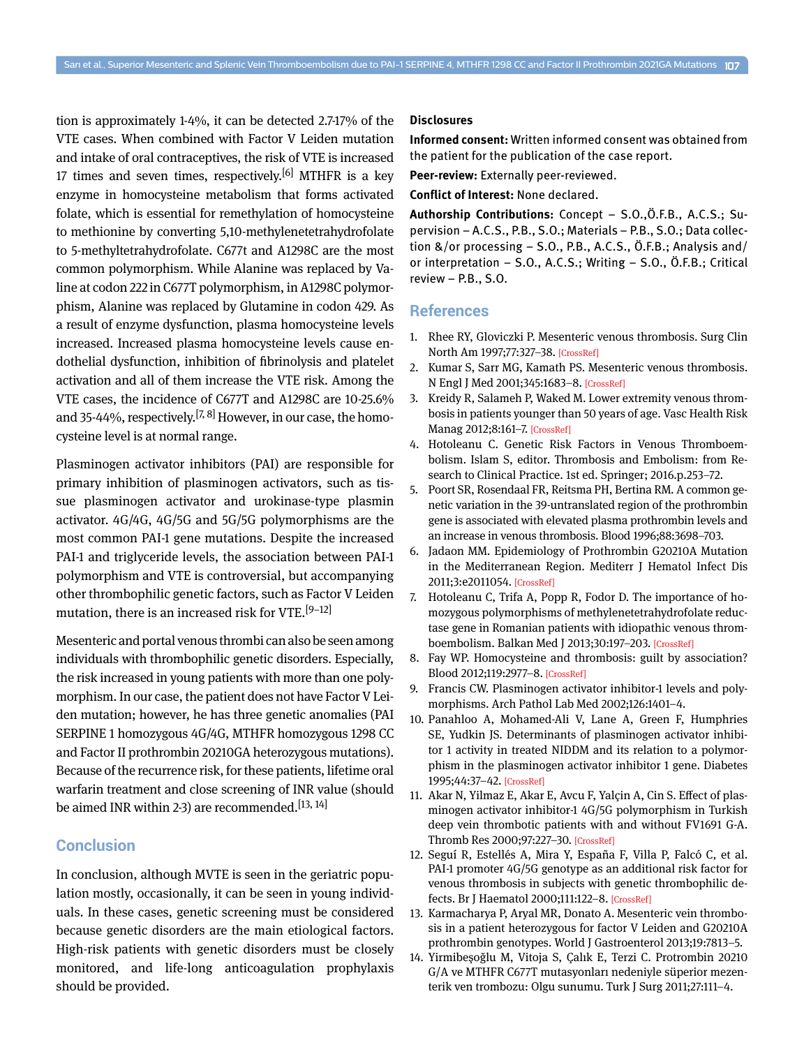tion is approximately 1-4%, it can be detected 2.7-17% of the VTE cases. When combined with Factor V Leiden mutation and intake of oral contraceptives, the risk of VTE is increased 17 times and seven times, respectively.[6] MTHFR is a key enzyme in homocysteine metabolism that forms activated folate, which is essential for remethylation of homocysteine to methionine by converting 5,10-methylenetetrahydrofolate to 5-methyltetrahydrofolate. C677t and A1298C are the most common polymorphism. While Alanine was replaced by Valine at codon 222 in C677T polymorphism, in A1298C polymorphism, Alanine was replaced by Glutamine in codon 429. As a result of enzyme dysfunction, plasma homocysteine levels increased. Increased plasma homocysteine levels cause endothelial dysfunction, inhibition of fibrinolysis and platelet activation and all of them increase the VTE risk. Among the VTE cases, the incidence of C677T and A1298C are 10-25.6% and 35-44%, respectively.[7, 8] However, in our case, the homocysteine level is at normal range.

Plasminogen activator inhibitors (PAI) are responsible for primary inhibition of plasminogen activators, such as tissue plasminogen activator and urokinase-type plasmin activator. 4G/4G, 4G/5G and 5G/5G polymorphisms are the most common PAI-1 gene mutations. Despite the increased PAI-1 and triglyceride levels, the association between PAI-1 polymorphism and VTE is controversial, but accompanying other thrombophilic genetic factors, such as Factor V Leiden mutation, there is an increased risk for VTE.[9–12]

Mesenteric and portal venous thrombi can also be seen among individuals with thrombophilic genetic disorders. Especially, the risk increased in young patients with more than one polymorphism. In our case, the patient does not have Factor V Leiden mutation; however, he has three genetic anomalies (PAI SERPINE 1 homozygous 4G/4G, MTHFR homozygous 1298 CC and Factor II prothrombin 20210GA heterozygous mutations). Because of the recurrence risk, for these patients, lifetime oral warfarin treatment and close screening of INR value (should be aimed INR within 2-3) are recommended.[13, 14]

## Conclusion

In conclusion, although MVTE is seen in the geriatric population mostly, occasionally, it can be seen in young individuals. In these cases, genetic screening must be considered because genetic disorders are the main etiological factors. High-risk patients with genetic disorders must be closely monitored, and life-long anticoagulation prophylaxis should be provided.

### Disclosures

**Informed consent:** Written informed consent was obtained from the patient for the publication of the case report.

**Peer-review:** Externally peer-reviewed.

**Conflict of Interest:** None declared.

**Authorship Contributions:** Concept – S.O.,Ö.F.B., A.C.S.; Supervision – A.C.S., P.B., S.O.; Materials – P.B., S.O.; Data collection &/or processing – S.O., P.B., A.C.S., Ö.F.B.; Analysis and/or interpretation – S.O., A.C.S.; Writing – S.O., Ö.F.B.; Critical review – P.B., S.O.

## References

1. Rhee RY, Gloviczki P. Mesenteric venous thrombosis. Surg Clin North Am 1997;77:327–38. [CrossRef]
2. Kumar S, Sarr MG, Kamath PS. Mesenteric venous thrombosis. N Engl J Med 2001;345:1683–8. [CrossRef]
3. Kreidy R, Salameh P, Waked M. Lower extremity venous thrombosis in patients younger than 50 years of age. Vasc Health Risk Manag 2012;8:161–7. [CrossRef]
4. Hotoleanu C. Genetic Risk Factors in Venous Thromboembolism. Islam S, editor. Thrombosis and Embolism: from Research to Clinical Practice. 1st ed. Springer; 2016.p.253–72.
5. Poort SR, Rosendaal FR, Reitsma PH, Bertina RM. A common genetic variation in the 39-untranslated region of the prothrombin gene is associated with elevated plasma prothrombin levels and an increase in venous thrombosis. Blood 1996;88:3698–703.
6. Jadaon MM. Epidemiology of Prothrombin G20210A Mutation in the Mediterranean Region. Mediterr J Hematol Infect Dis 2011;3:e2011054. [CrossRef]
7. Hotoleanu C, Trifa A, Popp R, Fodor D. The importance of homozygous polymorphisms of methylenetetrahydrofolate reductase gene in Romanian patients with idiopathic venous thromboembolism. Balkan Med J 2013;30:197–203. [CrossRef]
8. Fay WP. Homocysteine and thrombosis: guilt by association? Blood 2012;119:2977–8. [CrossRef]
9. Francis CW. Plasminogen activator inhibitor-1 levels and polymorphisms. Arch Pathol Lab Med 2002;126:1401–4.
10. Panahloo A, Mohamed-Ali V, Lane A, Green F, Humphries SE, Yudkin JS. Determinants of plasminogen activator inhibitor 1 activity in treated NIDDM and its relation to a polymorphism in the plasminogen activator inhibitor 1 gene. Diabetes 1995;44:37–42. [CrossRef]
11. Akar N, Yilmaz E, Akar E, Avcu F, Yalçin A, Cin S. Effect of plasminogen activator inhibitor-1 4G/5G polymorphism in Turkish deep vein thrombotic patients with and without FV1691 G-A. Thromb Res 2000;97:227–30. [CrossRef]
12. Seguí R, Estellés A, Mira Y, España F, Villa P, Falcó C, et al. PAI-1 promoter 4G/5G genotype as an additional risk factor for venous thrombosis in subjects with genetic thrombophilic defects. Br J Haematol 2000;111:122–8. [CrossRef]
13. Karmacharya P, Aryal MR, Donato A. Mesenteric vein thrombosis in a patient heterozygous for factor V Leiden and G20210A prothrombin genotypes. World J Gastroenterol 2013;19:7813–5.
14. Yirmibeşoğlu M, Vitoja S, Çalık E, Terzi C. Protrombin 20210 G/A ve MTHFR C677T mutasyonları nedeniyle süperior mezenterik ven trombozu: Olgu sunumu. Turk J Surg 2011;27:111–4.